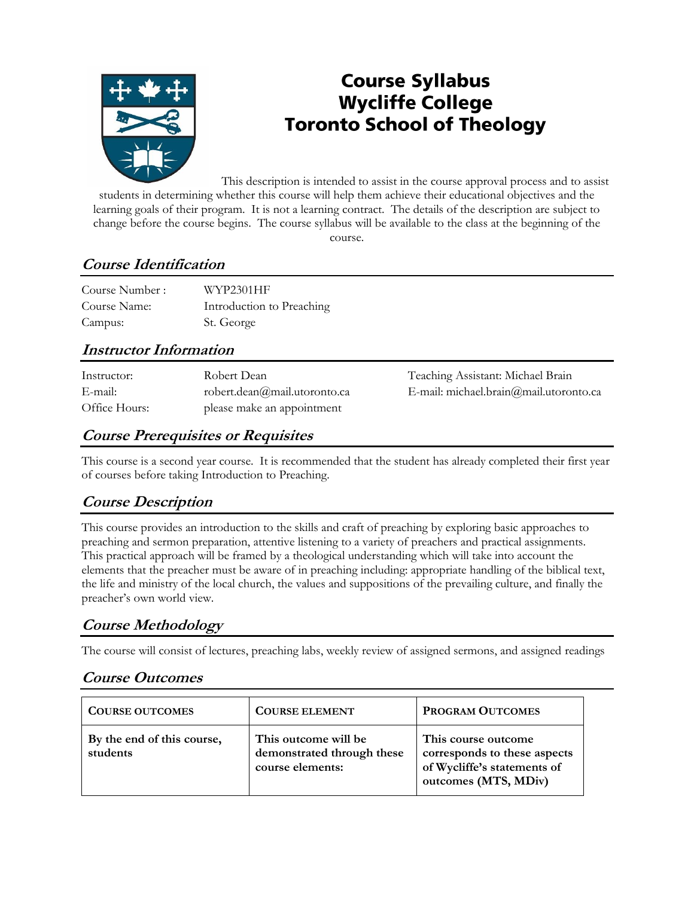# Course Syllabus
# Wycliffe College
# Toronto School of Theology

This description is intended to assist in the course approval process and to assist students in determining whether this course will help them achieve their educational objectives and the learning goals of their program. It is not a learning contract. The details of the description are subject to change before the course begins. The course syllabus will be available to the class at the beginning of the course.

## *Course Identification*

| | |
|---|---|
| Course Number : | WYP2301HF |
| Course Name: | Introduction to Preaching |
| Campus: | St. George |

## *Instructor Information*

| | | |
|---|---|---|
| Instructor: | Robert Dean | Teaching Assistant: Michael Brain |
| E-mail: | robert.dean@mail.utoronto.ca | E-mail: michael.brain@mail.utoronto.ca |
| Office Hours: | please make an appointment | |

## *Course Prerequisites or Requisites*

This course is a second year course. It is recommended that the student has already completed their first year of courses before taking Introduction to Preaching.

## *Course Description*

This course provides an introduction to the skills and craft of preaching by exploring basic approaches to preaching and sermon preparation, attentive listening to a variety of preachers and practical assignments. This practical approach will be framed by a theological understanding which will take into account the elements that the preacher must be aware of in preaching including: appropriate handling of the biblical text, the life and ministry of the local church, the values and suppositions of the prevailing culture, and finally the preacher's own world view.

## *Course Methodology*

The course will consist of lectures, preaching labs, weekly review of assigned sermons, and assigned readings

## *Course Outcomes*

| **COURSE OUTCOMES** | **COURSE ELEMENT** | **PROGRAM OUTCOMES** |
|---|---|---|
| **By the end of this course, students** | **This outcome will be demonstrated through these course elements:** | **This course outcome corresponds to these aspects of Wycliffe's statements of outcomes (MTS, MDiv)** |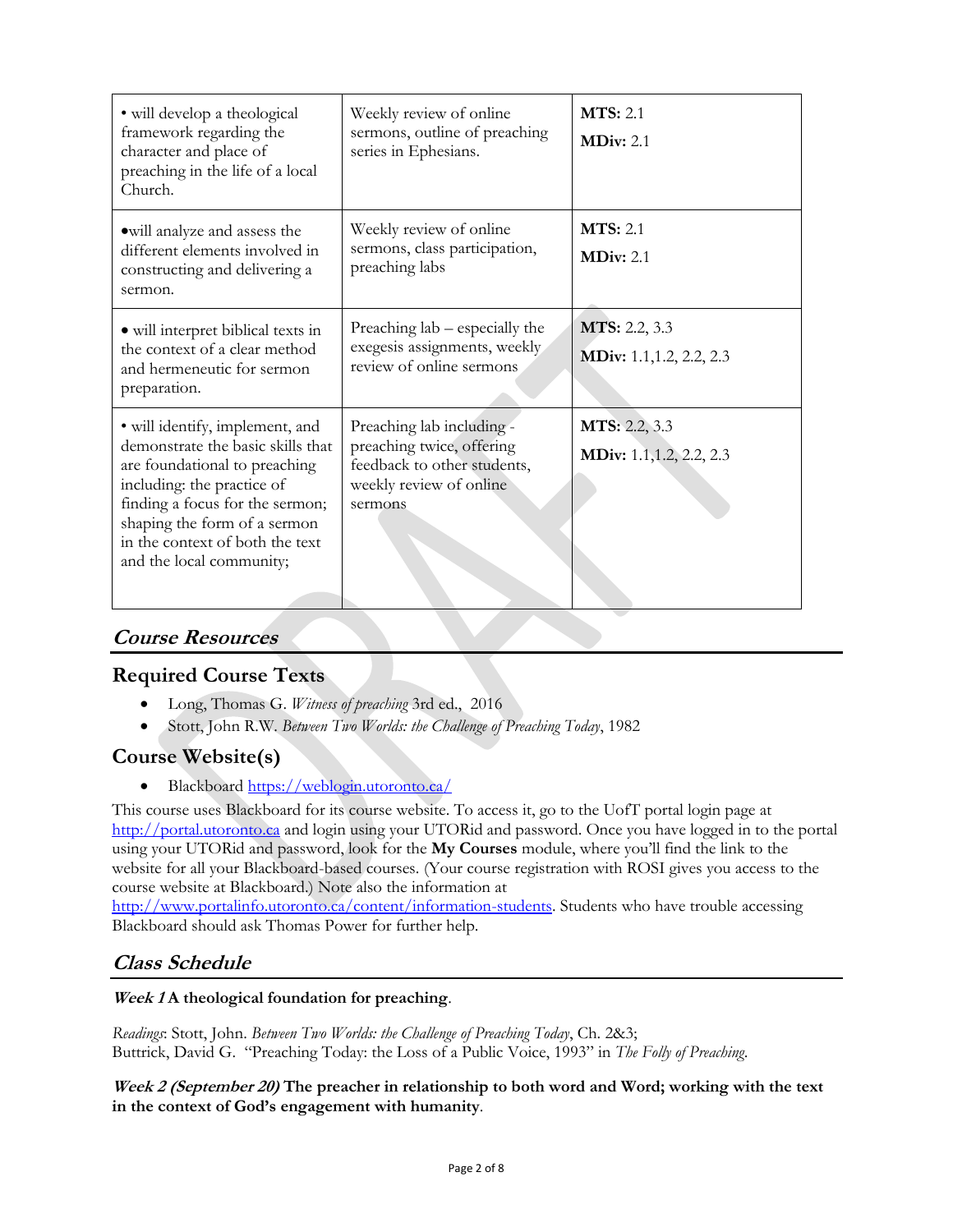| | | |
|---|---|---|
| • will develop a theological framework regarding the character and place of preaching in the life of a local Church. | Weekly review of online sermons, outline of preaching series in Ephesians. | **MTS:** 2.1<br>**MDiv:** 2.1 |
| •will analyze and assess the different elements involved in constructing and delivering a sermon. | Weekly review of online sermons, class participation, preaching labs | **MTS:** 2.1<br>**MDiv:** 2.1 |
| • will interpret biblical texts in the context of a clear method and hermeneutic for sermon preparation. | Preaching lab – especially the exegesis assignments, weekly review of online sermons | **MTS:** 2.2, 3.3<br>**MDiv:** 1.1,1.2, 2.2, 2.3 |
| • will identify, implement, and demonstrate the basic skills that are foundational to preaching including: the practice of finding a focus for the sermon; shaping the form of a sermon in the context of both the text and the local community; | Preaching lab including - preaching twice, offering feedback to other students, weekly review of online sermons | **MTS:** 2.2, 3.3<br>**MDiv:** 1.1,1.2, 2.2, 2.3 |

## *Course Resources*

### Required Course Texts

- Long, Thomas G. *Witness of preaching* 3rd ed., 2016
- Stott, John R.W. *Between Two Worlds: the Challenge of Preaching Today*, 1982

### Course Website(s)

- Blackboard https://weblogin.utoronto.ca/

This course uses Blackboard for its course website. To access it, go to the UofT portal login page at http://portal.utoronto.ca and login using your UTORid and password. Once you have logged in to the portal using your UTORid and password, look for the **My Courses** module, where you'll find the link to the website for all your Blackboard-based courses. (Your course registration with ROSI gives you access to the course website at Blackboard.) Note also the information at http://www.portalinfo.utoronto.ca/content/information-students. Students who have trouble accessing Blackboard should ask Thomas Power for further help.

## *Class Schedule*

***Week 1* A theological foundation for preaching**.

*Readings*: Stott, John. *Between Two Worlds: the Challenge of Preaching Today*, Ch. 2&3;
Buttrick, David G. "Preaching Today: the Loss of a Public Voice, 1993" in *The Folly of Preaching*.

***Week 2 (September 20)* The preacher in relationship to both word and Word; working with the text in the context of God's engagement with humanity**.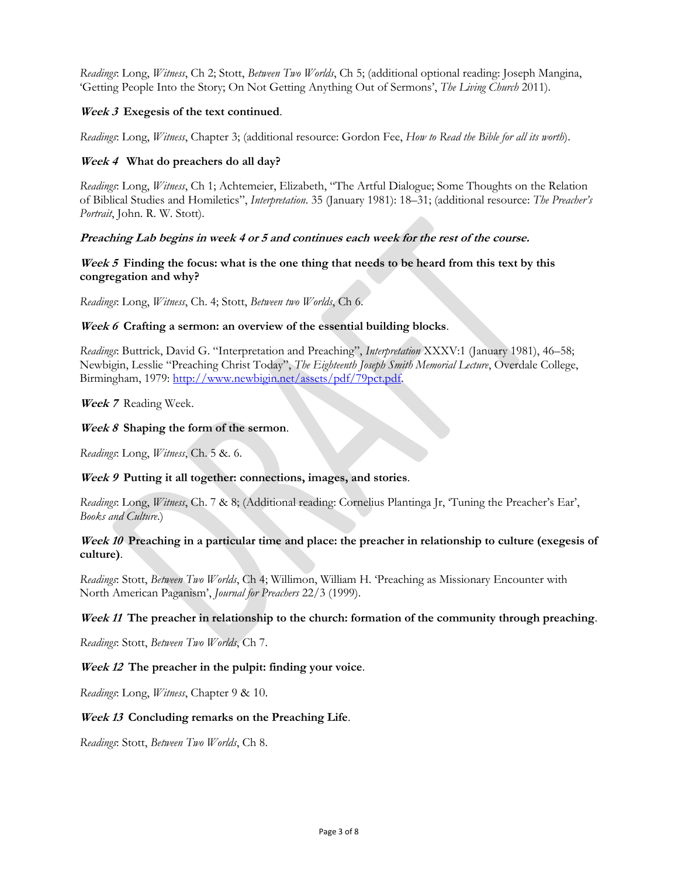*Readings*: Long, *Witness*, Ch 2; Stott, *Between Two Worlds*, Ch 5; (additional optional reading: Joseph Mangina, 'Getting People Into the Story; On Not Getting Anything Out of Sermons', *The Living Church* 2011).

***Week 3*** **Exegesis of the text continued**.

*Readings*: Long, *Witness*, Chapter 3; (additional resource: Gordon Fee, *How to Read the Bible for all its worth*).

***Week 4*** **What do preachers do all day?**

*Readings*: Long, *Witness*, Ch 1; Achtemeier, Elizabeth, "The Artful Dialogue; Some Thoughts on the Relation of Biblical Studies and Homiletics", *Interpretation*. 35 (January 1981): 18–31; (additional resource: *The Preacher's Portrait*, John. R. W. Stott).

***Preaching Lab begins in week 4 or 5 and continues each week for the rest of the course.***

***Week 5*** **Finding the focus: what is the one thing that needs to be heard from this text by this congregation and why?**

*Readings*: Long, *Witness*, Ch. 4; Stott, *Between two Worlds*, Ch 6.

***Week 6*** **Crafting a sermon: an overview of the essential building blocks**.

*Readings*: Buttrick, David G. "Interpretation and Preaching", *Interpretation* XXXV:1 (January 1981), 46–58; Newbigin, Lesslie "Preaching Christ Today", *The Eighteenth Joseph Smith Memorial Lecture*, Overdale College, Birmingham, 1979: [http://www.newbigin.net/assets/pdf/79pct.pdf](http://www.newbigin.net/assets/pdf/79pct.pdf).

***Week 7*** Reading Week.

***Week 8*** **Shaping the form of the sermon**.

*Readings*: Long, *Witness*, Ch. 5 &. 6.

***Week 9*** **Putting it all together: connections, images, and stories**.

*Readings*: Long, *Witness*, Ch. 7 & 8; (Additional reading: Cornelius Plantinga Jr, 'Tuning the Preacher's Ear', *Books and Culture*.)

***Week 10*** **Preaching in a particular time and place: the preacher in relationship to culture (exegesis of culture)**.

*Readings*: Stott, *Between Two Worlds*, Ch 4; Willimon, William H. 'Preaching as Missionary Encounter with North American Paganism', *Journal for Preachers* 22/3 (1999).

***Week 11*** **The preacher in relationship to the church: formation of the community through preaching**.

*Readings*: Stott, *Between Two Worlds*, Ch 7.

***Week 12*** **The preacher in the pulpit: finding your voice**.

*Readings*: Long, *Witness*, Chapter 9 & 10.

***Week 13*** **Concluding remarks on the Preaching Life**.

*Readings*: Stott, *Between Two Worlds*, Ch 8.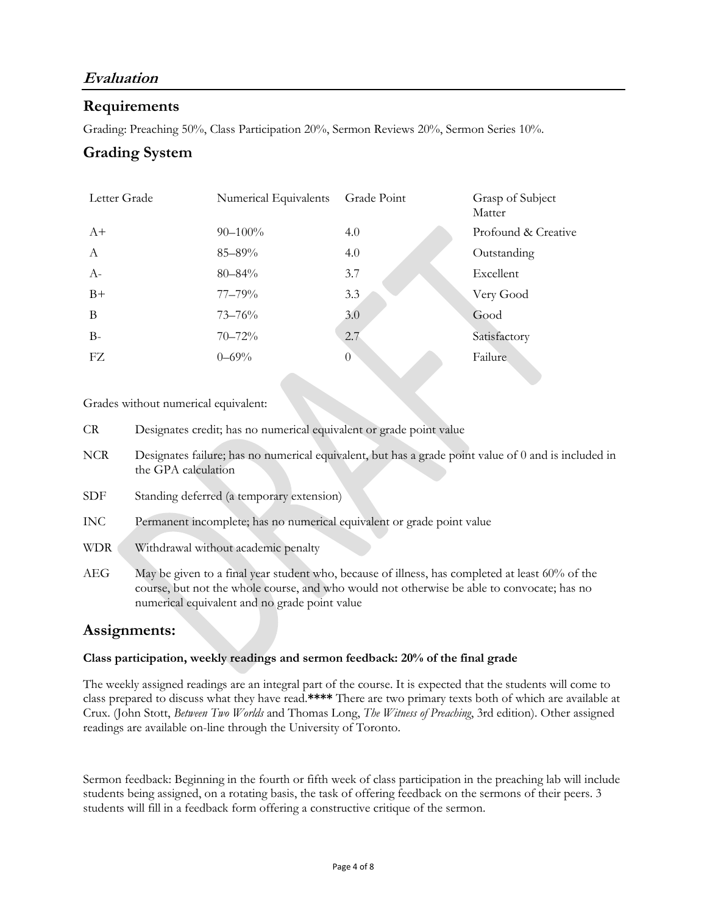## *Evaluation*

### Requirements

Grading: Preaching 50%, Class Participation 20%, Sermon Reviews 20%, Sermon Series 10%.

### Grading System

| Letter Grade | Numerical Equivalents | Grade Point | Grasp of Subject Matter |
|---|---|---|---|
| A+ | 90–100% | 4.0 | Profound & Creative |
| A | 85–89% | 4.0 | Outstanding |
| A- | 80–84% | 3.7 | Excellent |
| B+ | 77–79% | 3.3 | Very Good |
| B | 73–76% | 3.0 | Good |
| B- | 70–72% | 2.7 | Satisfactory |
| FZ | 0–69% | 0 | Failure |

Grades without numerical equivalent:

| | |
|---|---|
| CR | Designates credit; has no numerical equivalent or grade point value |
| NCR | Designates failure; has no numerical equivalent, but has a grade point value of 0 and is included in the GPA calculation |
| SDF | Standing deferred (a temporary extension) |
| INC | Permanent incomplete; has no numerical equivalent or grade point value |
| WDR | Withdrawal without academic penalty |
| AEG | May be given to a final year student who, because of illness, has completed at least 60% of the course, but not the whole course, and who would not otherwise be able to convocate; has no numerical equivalent and no grade point value |

### Assignments:

**Class participation, weekly readings and sermon feedback: 20% of the final grade**

The weekly assigned readings are an integral part of the course. It is expected that the students will come to class prepared to discuss what they have read.**** There are two primary texts both of which are available at Crux. (John Stott, *Between Two Worlds* and Thomas Long, *The Witness of Preaching*, 3rd edition). Other assigned readings are available on-line through the University of Toronto.

Sermon feedback: Beginning in the fourth or fifth week of class participation in the preaching lab will include students being assigned, on a rotating basis, the task of offering feedback on the sermons of their peers. 3 students will fill in a feedback form offering a constructive critique of the sermon.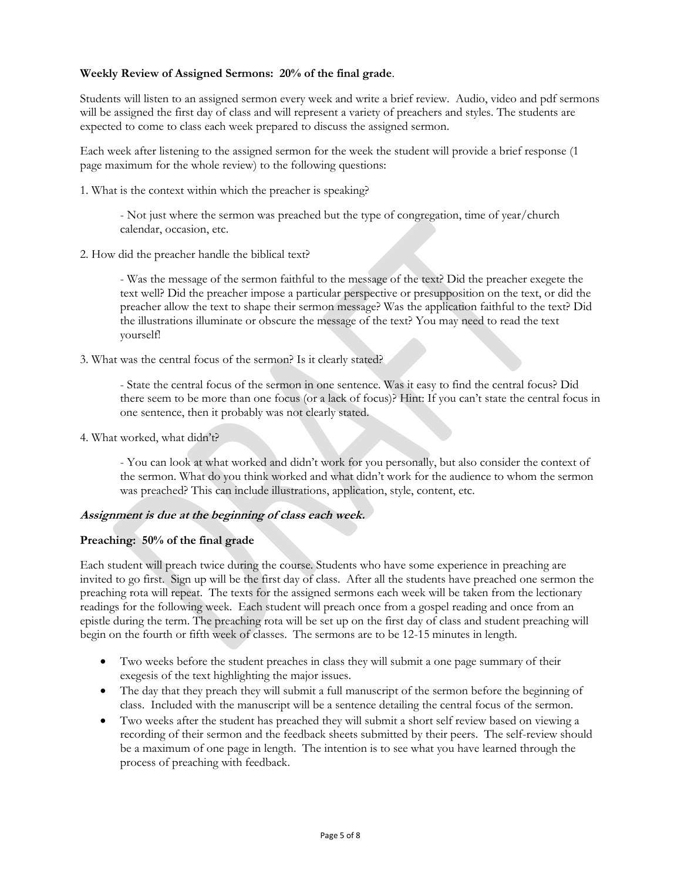**Weekly Review of Assigned Sermons: 20% of the final grade**.

Students will listen to an assigned sermon every week and write a brief review. Audio, video and pdf sermons will be assigned the first day of class and will represent a variety of preachers and styles. The students are expected to come to class each week prepared to discuss the assigned sermon.

Each week after listening to the assigned sermon for the week the student will provide a brief response (1 page maximum for the whole review) to the following questions:

1. What is the context within which the preacher is speaking?

   - Not just where the sermon was preached but the type of congregation, time of year/church calendar, occasion, etc.

2. How did the preacher handle the biblical text?

   - Was the message of the sermon faithful to the message of the text? Did the preacher exegete the text well? Did the preacher impose a particular perspective or presupposition on the text, or did the preacher allow the text to shape their sermon message? Was the application faithful to the text? Did the illustrations illuminate or obscure the message of the text? You may need to read the text yourself!

3. What was the central focus of the sermon? Is it clearly stated?

   - State the central focus of the sermon in one sentence. Was it easy to find the central focus? Did there seem to be more than one focus (or a lack of focus)? Hint: If you can't state the central focus in one sentence, then it probably was not clearly stated.

4. What worked, what didn't?

   - You can look at what worked and didn't work for you personally, but also consider the context of the sermon. What do you think worked and what didn't work for the audience to whom the sermon was preached? This can include illustrations, application, style, content, etc.

***Assignment is due at the beginning of class each week.***

**Preaching: 50% of the final grade**

Each student will preach twice during the course. Students who have some experience in preaching are invited to go first. Sign up will be the first day of class. After all the students have preached one sermon the preaching rota will repeat. The texts for the assigned sermons each week will be taken from the lectionary readings for the following week. Each student will preach once from a gospel reading and once from an epistle during the term. The preaching rota will be set up on the first day of class and student preaching will begin on the fourth or fifth week of classes. The sermons are to be 12-15 minutes in length.

- Two weeks before the student preaches in class they will submit a one page summary of their exegesis of the text highlighting the major issues.
- The day that they preach they will submit a full manuscript of the sermon before the beginning of class. Included with the manuscript will be a sentence detailing the central focus of the sermon.
- Two weeks after the student has preached they will submit a short self review based on viewing a recording of their sermon and the feedback sheets submitted by their peers. The self-review should be a maximum of one page in length. The intention is to see what you have learned through the process of preaching with feedback.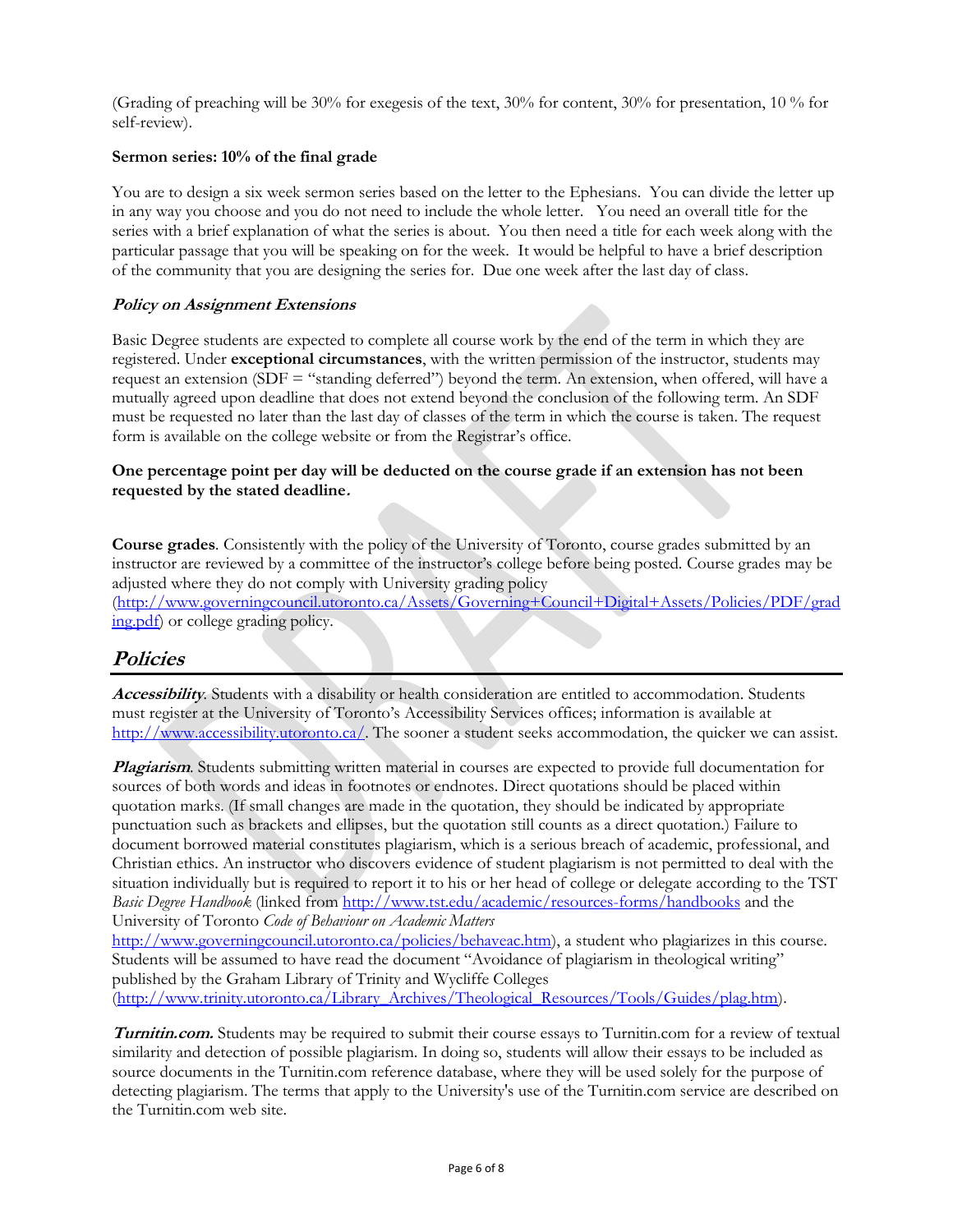(Grading of preaching will be 30% for exegesis of the text, 30% for content, 30% for presentation, 10 % for self-review).

**Sermon series: 10% of the final grade**

You are to design a six week sermon series based on the letter to the Ephesians. You can divide the letter up in any way you choose and you do not need to include the whole letter. You need an overall title for the series with a brief explanation of what the series is about. You then need a title for each week along with the particular passage that you will be speaking on for the week. It would be helpful to have a brief description of the community that you are designing the series for. Due one week after the last day of class.

***Policy on Assignment Extensions***

Basic Degree students are expected to complete all course work by the end of the term in which they are registered. Under **exceptional circumstances**, with the written permission of the instructor, students may request an extension (SDF = "standing deferred") beyond the term. An extension, when offered, will have a mutually agreed upon deadline that does not extend beyond the conclusion of the following term. An SDF must be requested no later than the last day of classes of the term in which the course is taken. The request form is available on the college website or from the Registrar's office.

**One percentage point per day will be deducted on the course grade if an extension has not been requested by the stated deadline.**

**Course grades**. Consistently with the policy of the University of Toronto, course grades submitted by an instructor are reviewed by a committee of the instructor's college before being posted. Course grades may be adjusted where they do not comply with University grading policy (http://www.governingcouncil.utoronto.ca/Assets/Governing+Council+Digital+Assets/Policies/PDF/grading.pdf) or college grading policy.

## *Policies*

***Accessibility***. Students with a disability or health consideration are entitled to accommodation. Students must register at the University of Toronto's Accessibility Services offices; information is available at http://www.accessibility.utoronto.ca/. The sooner a student seeks accommodation, the quicker we can assist.

***Plagiarism***. Students submitting written material in courses are expected to provide full documentation for sources of both words and ideas in footnotes or endnotes. Direct quotations should be placed within quotation marks. (If small changes are made in the quotation, they should be indicated by appropriate punctuation such as brackets and ellipses, but the quotation still counts as a direct quotation.) Failure to document borrowed material constitutes plagiarism, which is a serious breach of academic, professional, and Christian ethics. An instructor who discovers evidence of student plagiarism is not permitted to deal with the situation individually but is required to report it to his or her head of college or delegate according to the TST *Basic Degree Handbook* (linked from http://www.tst.edu/academic/resources-forms/handbooks and the University of Toronto *Code of Behaviour on Academic Matters* http://www.governingcouncil.utoronto.ca/policies/behaveac.htm), a student who plagiarizes in this course. Students will be assumed to have read the document "Avoidance of plagiarism in theological writing" published by the Graham Library of Trinity and Wycliffe Colleges (http://www.trinity.utoronto.ca/Library_Archives/Theological_Resources/Tools/Guides/plag.htm).

***Turnitin.com.*** Students may be required to submit their course essays to Turnitin.com for a review of textual similarity and detection of possible plagiarism. In doing so, students will allow their essays to be included as source documents in the Turnitin.com reference database, where they will be used solely for the purpose of detecting plagiarism. The terms that apply to the University's use of the Turnitin.com service are described on the Turnitin.com web site.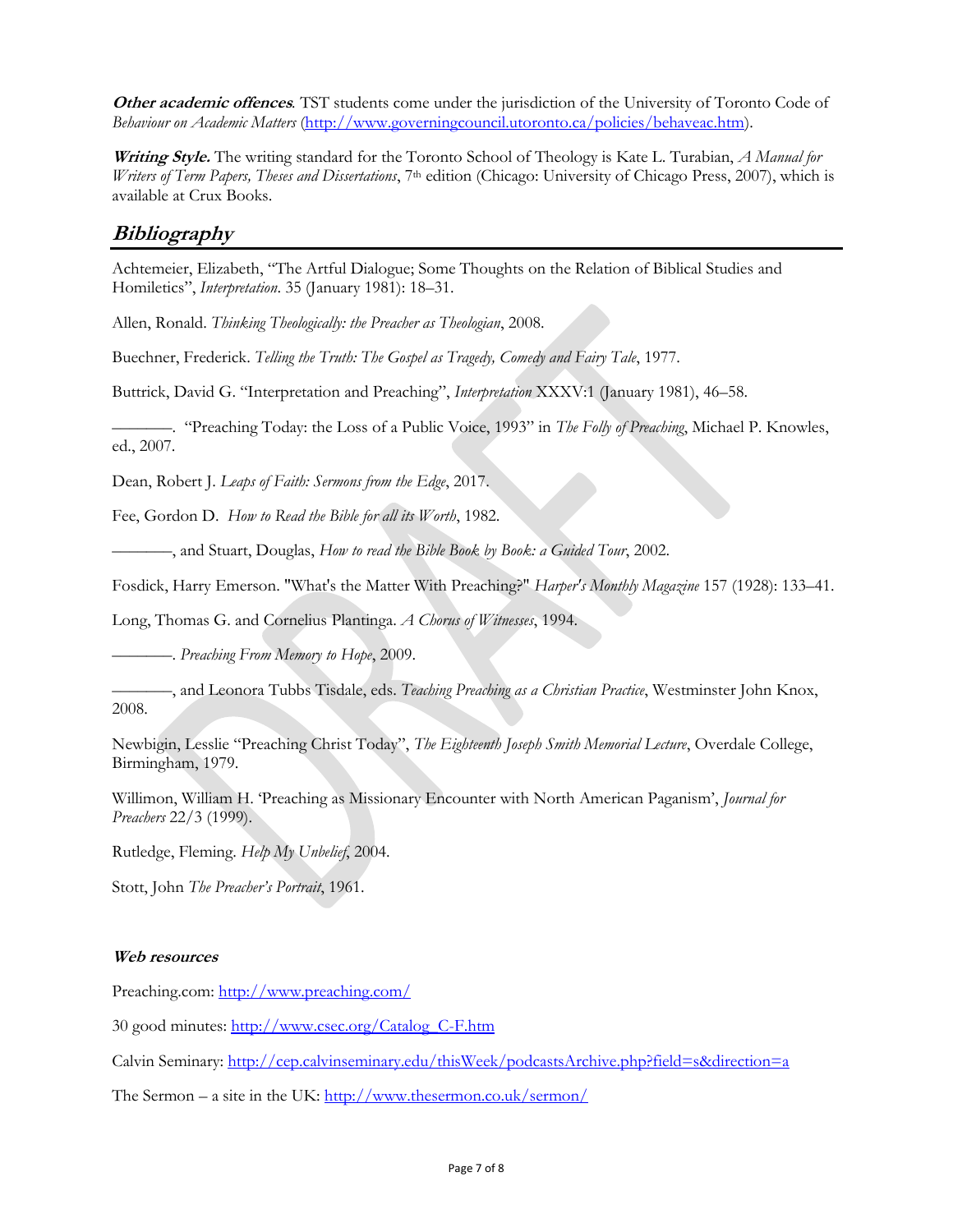***Other academic offences***. TST students come under the jurisdiction of the University of Toronto Code of *Behaviour on Academic Matters* (http://www.governingcouncil.utoronto.ca/policies/behaveac.htm).

***Writing Style.*** The writing standard for the Toronto School of Theology is Kate L. Turabian, *A Manual for Writers of Term Papers, Theses and Dissertations*, 7th edition (Chicago: University of Chicago Press, 2007), which is available at Crux Books.

## Bibliography

Achtemeier, Elizabeth, "The Artful Dialogue; Some Thoughts on the Relation of Biblical Studies and Homiletics", *Interpretation*. 35 (January 1981): 18–31.

Allen, Ronald. *Thinking Theologically: the Preacher as Theologian*, 2008.

Buechner, Frederick. *Telling the Truth: The Gospel as Tragedy, Comedy and Fairy Tale*, 1977.

Buttrick, David G. "Interpretation and Preaching", *Interpretation* XXXV:1 (January 1981), 46–58.

———. "Preaching Today: the Loss of a Public Voice, 1993" in *The Folly of Preaching*, Michael P. Knowles, ed., 2007.

Dean, Robert J. *Leaps of Faith: Sermons from the Edge*, 2017.

Fee, Gordon D. *How to Read the Bible for all its Worth*, 1982.

———, and Stuart, Douglas, *How to read the Bible Book by Book: a Guided Tour*, 2002.

Fosdick, Harry Emerson. "What's the Matter With Preaching?" *Harper's Monthly Magazine* 157 (1928): 133–41.

Long, Thomas G. and Cornelius Plantinga. *A Chorus of Witnesses*, 1994.

———. *Preaching From Memory to Hope*, 2009.

———, and Leonora Tubbs Tisdale, eds. *Teaching Preaching as a Christian Practice*, Westminster John Knox, 2008.

Newbigin, Lesslie "Preaching Christ Today", *The Eighteenth Joseph Smith Memorial Lecture*, Overdale College, Birmingham, 1979.

Willimon, William H. 'Preaching as Missionary Encounter with North American Paganism', *Journal for Preachers* 22/3 (1999).

Rutledge, Fleming. *Help My Unbelief*, 2004.

Stott, John *The Preacher's Portrait*, 1961.

#### Web resources

Preaching.com: http://www.preaching.com/

30 good minutes: http://www.csec.org/Catalog_C-F.htm

Calvin Seminary: http://cep.calvinseminary.edu/thisWeek/podcastsArchive.php?field=s&direction=a

The Sermon – a site in the UK: http://www.thesermon.co.uk/sermon/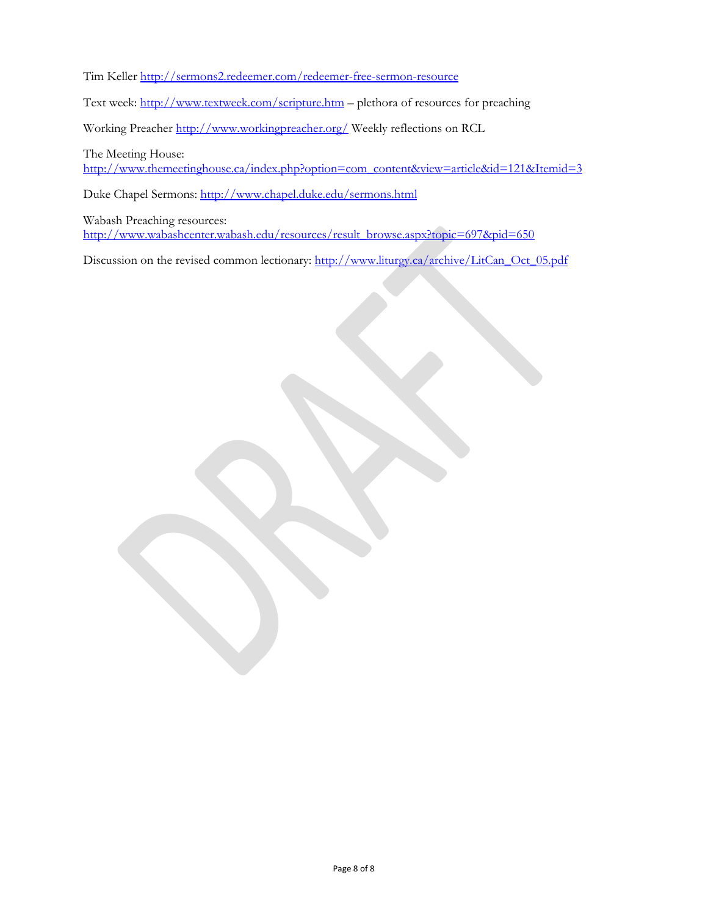Tim Keller http://sermons2.redeemer.com/redeemer-free-sermon-resource

Text week: http://www.textweek.com/scripture.htm – plethora of resources for preaching

Working Preacher http://www.workingpreacher.org/ Weekly reflections on RCL

The Meeting House:
http://www.themeetinghouse.ca/index.php?option=com_content&view=article&id=121&Itemid=3

Duke Chapel Sermons: http://www.chapel.duke.edu/sermons.html

Wabash Preaching resources:
http://www.wabashcenter.wabash.edu/resources/result_browse.aspx?topic=697&pid=650

Discussion on the revised common lectionary: http://www.liturgy.ca/archive/LitCan_Oct_05.pdf